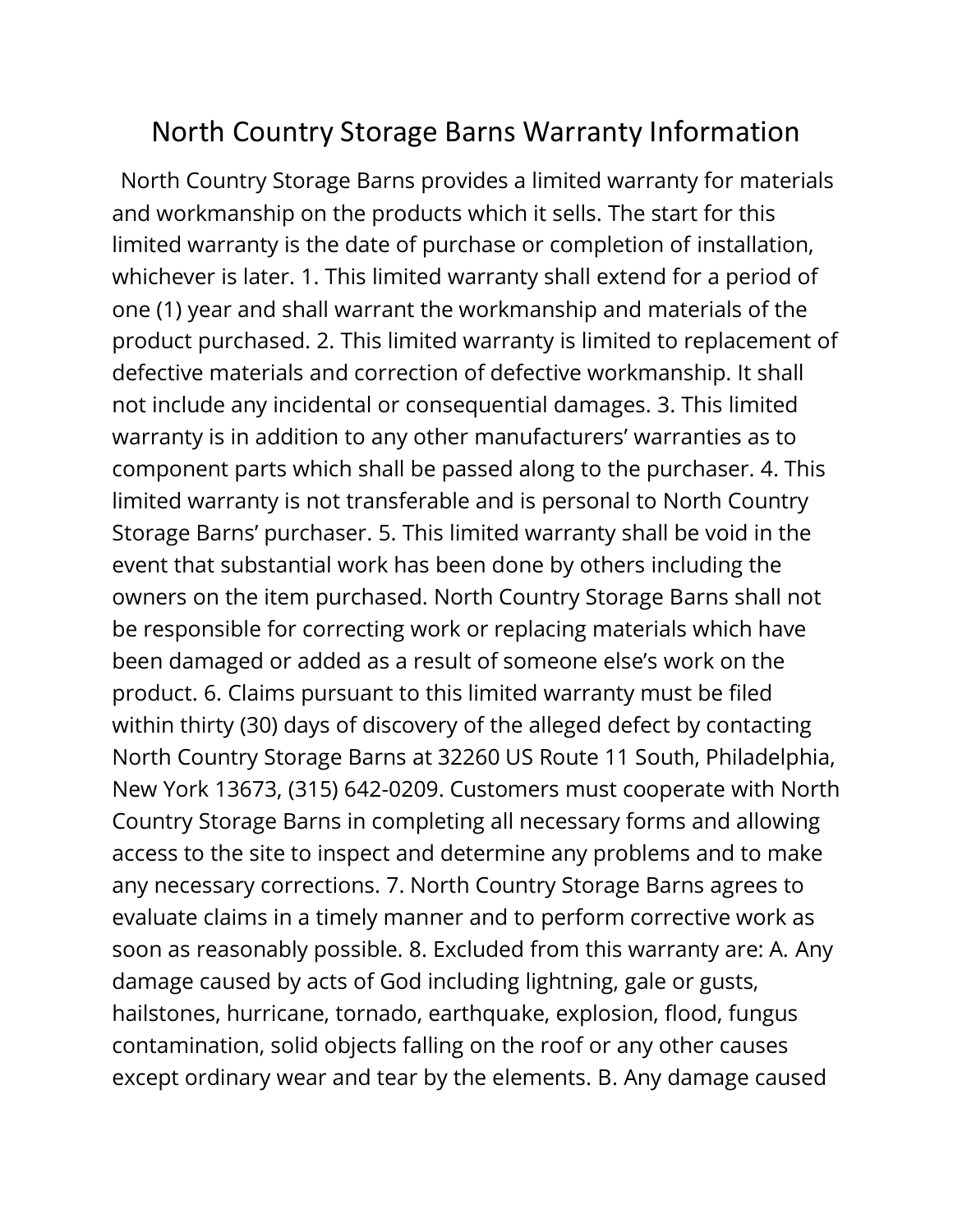# North Country Storage Barns Warranty Information

North Country Storage Barns provides a limited warranty for materials and workmanship on the products which it sells. The start for this limited warranty is the date of purchase or completion of installation, whichever is later. 1. This limited warranty shall extend for a period of one (1) year and shall warrant the workmanship and materials of the product purchased. 2. This limited warranty is limited to replacement of defective materials and correction of defective workmanship. It shall not include any incidental or consequential damages. 3. This limited warranty is in addition to any other manufacturers' warranties as to component parts which shall be passed along to the purchaser. 4. This limited warranty is not transferable and is personal to North Country Storage Barns' purchaser. 5. This limited warranty shall be void in the event that substantial work has been done by others including the owners on the item purchased. North Country Storage Barns shall not be responsible for correcting work or replacing materials which have been damaged or added as a result of someone else's work on the product. 6. Claims pursuant to this limited warranty must be filed within thirty (30) days of discovery of the alleged defect by contacting North Country Storage Barns at 32260 US Route 11 South, Philadelphia, New York 13673, (315) 642-0209. Customers must cooperate with North Country Storage Barns in completing all necessary forms and allowing access to the site to inspect and determine any problems and to make any necessary corrections. 7. North Country Storage Barns agrees to evaluate claims in a timely manner and to perform corrective work as soon as reasonably possible. 8. Excluded from this warranty are: A. Any damage caused by acts of God including lightning, gale or gusts, hailstones, hurricane, tornado, earthquake, explosion, flood, fungus contamination, solid objects falling on the roof or any other causes except ordinary wear and tear by the elements. B. Any damage caused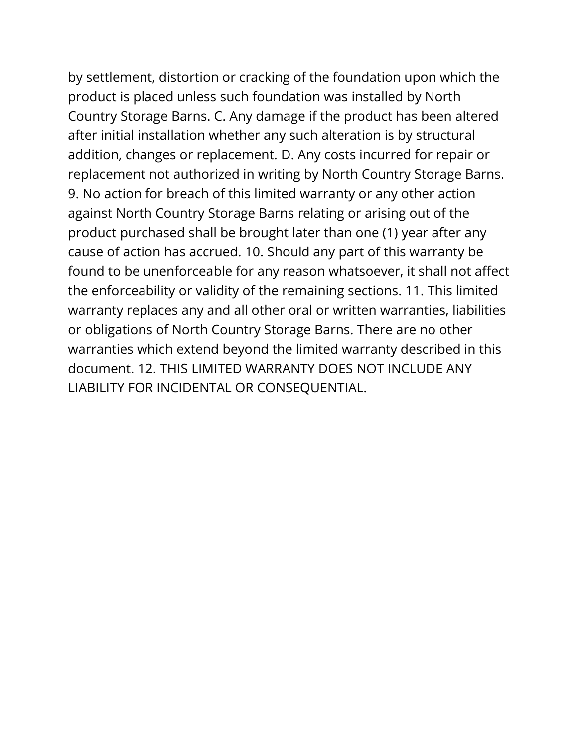by settlement, distortion or cracking of the foundation upon which the product is placed unless such foundation was installed by North Country Storage Barns. C. Any damage if the product has been altered after initial installation whether any such alteration is by structural addition, changes or replacement. D. Any costs incurred for repair or replacement not authorized in writing by North Country Storage Barns. 9. No action for breach of this limited warranty or any other action against North Country Storage Barns relating or arising out of the product purchased shall be brought later than one (1) year after any cause of action has accrued. 10. Should any part of this warranty be found to be unenforceable for any reason whatsoever, it shall not affect the enforceability or validity of the remaining sections. 11. This limited warranty replaces any and all other oral or written warranties, liabilities or obligations of North Country Storage Barns. There are no other warranties which extend beyond the limited warranty described in this document. 12. THIS LIMITED WARRANTY DOES NOT INCLUDE ANY LIABILITY FOR INCIDENTAL OR CONSEQUENTIAL.